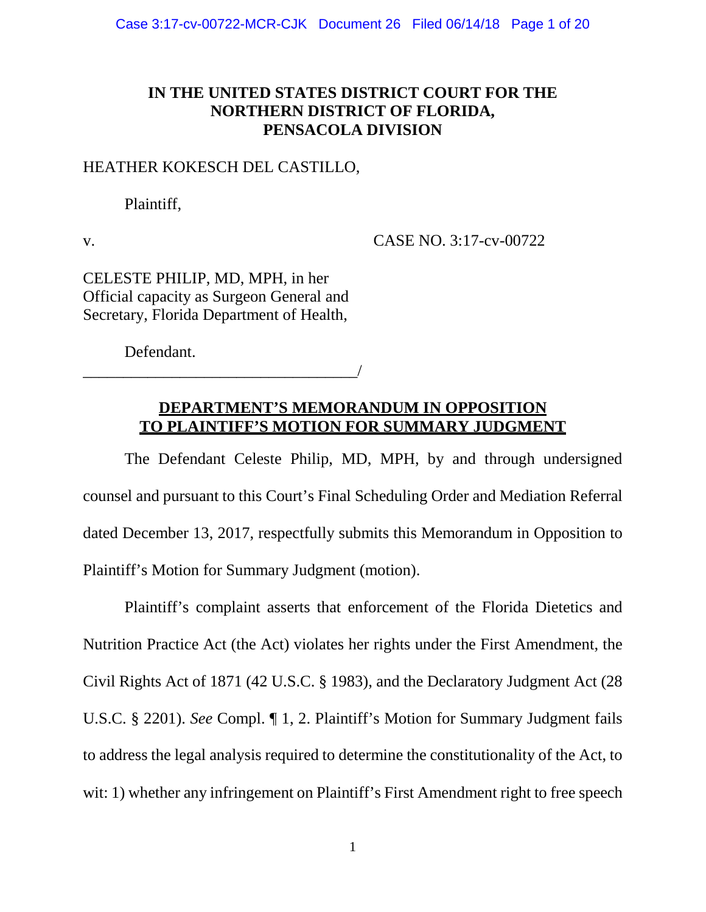**IN THE UNITED STATES DISTRICT COURT FOR THE NORTHERN DISTRICT OF FLORIDA, PENSACOLA DIVISION**

HEATHER KOKESCH DEL CASTILLO,

Plaintiff,

v. CASE NO. 3:17-cv-00722

CELESTE PHILIP, MD, MPH, in her Official capacity as Surgeon General and Secretary, Florida Department of Health,

Defendant.

_________________________________/

**DEPARTMENT'S MEMORANDUM IN OPPOSITION TO PLAINTIFF'S MOTION FOR SUMMARY JUDGMENT**

The Defendant Celeste Philip, MD, MPH, by and through undersigned counsel and pursuant to this Court's Final Scheduling Order and Mediation Referral dated December 13, 2017, respectfully submits this Memorandum in Opposition to Plaintiff's Motion for Summary Judgment (motion).

Plaintiff's complaint asserts that enforcement of the Florida Dietetics and Nutrition Practice Act (the Act) violates her rights under the First Amendment, the Civil Rights Act of 1871 (42 U.S.C. § 1983), and the Declaratory Judgment Act (28 U.S.C. § 2201). *See* Compl. ¶ 1, 2. Plaintiff's Motion for Summary Judgment fails to address the legal analysis required to determine the constitutionality of the Act, to wit: 1) whether any infringement on Plaintiff's First Amendment right to free speech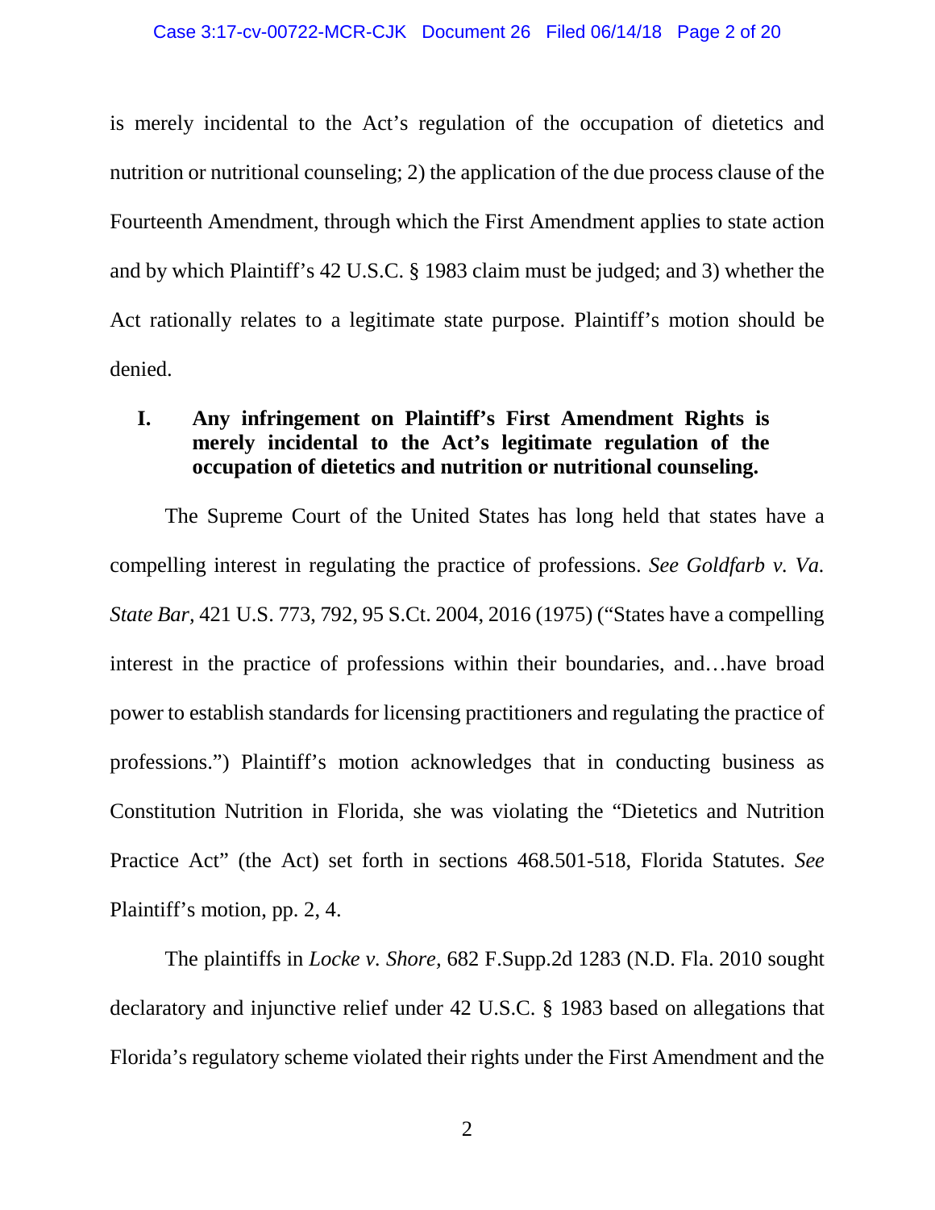is merely incidental to the Act's regulation of the occupation of dietetics and nutrition or nutritional counseling; 2) the application of the due process clause of the Fourteenth Amendment, through which the First Amendment applies to state action and by which Plaintiff's 42 U.S.C. § 1983 claim must be judged; and 3) whether the Act rationally relates to a legitimate state purpose. Plaintiff's motion should be denied.

## I. Any infringement on Plaintiff's First Amendment Rights is merely incidental to the Act's legitimate regulation of the occupation of dietetics and nutrition or nutritional counseling.

The Supreme Court of the United States has long held that states have a compelling interest in regulating the practice of professions. *See Goldfarb v. Va. State Bar*, 421 U.S. 773, 792, 95 S.Ct. 2004, 2016 (1975) ("States have a compelling interest in the practice of professions within their boundaries, and…have broad power to establish standards for licensing practitioners and regulating the practice of professions.") Plaintiff's motion acknowledges that in conducting business as Constitution Nutrition in Florida, she was violating the "Dietetics and Nutrition Practice Act" (the Act) set forth in sections 468.501-518, Florida Statutes. *See* Plaintiff's motion, pp. 2, 4.

The plaintiffs in *Locke v. Shore,* 682 F.Supp.2d 1283 (N.D. Fla. 2010 sought declaratory and injunctive relief under 42 U.S.C. § 1983 based on allegations that Florida's regulatory scheme violated their rights under the First Amendment and the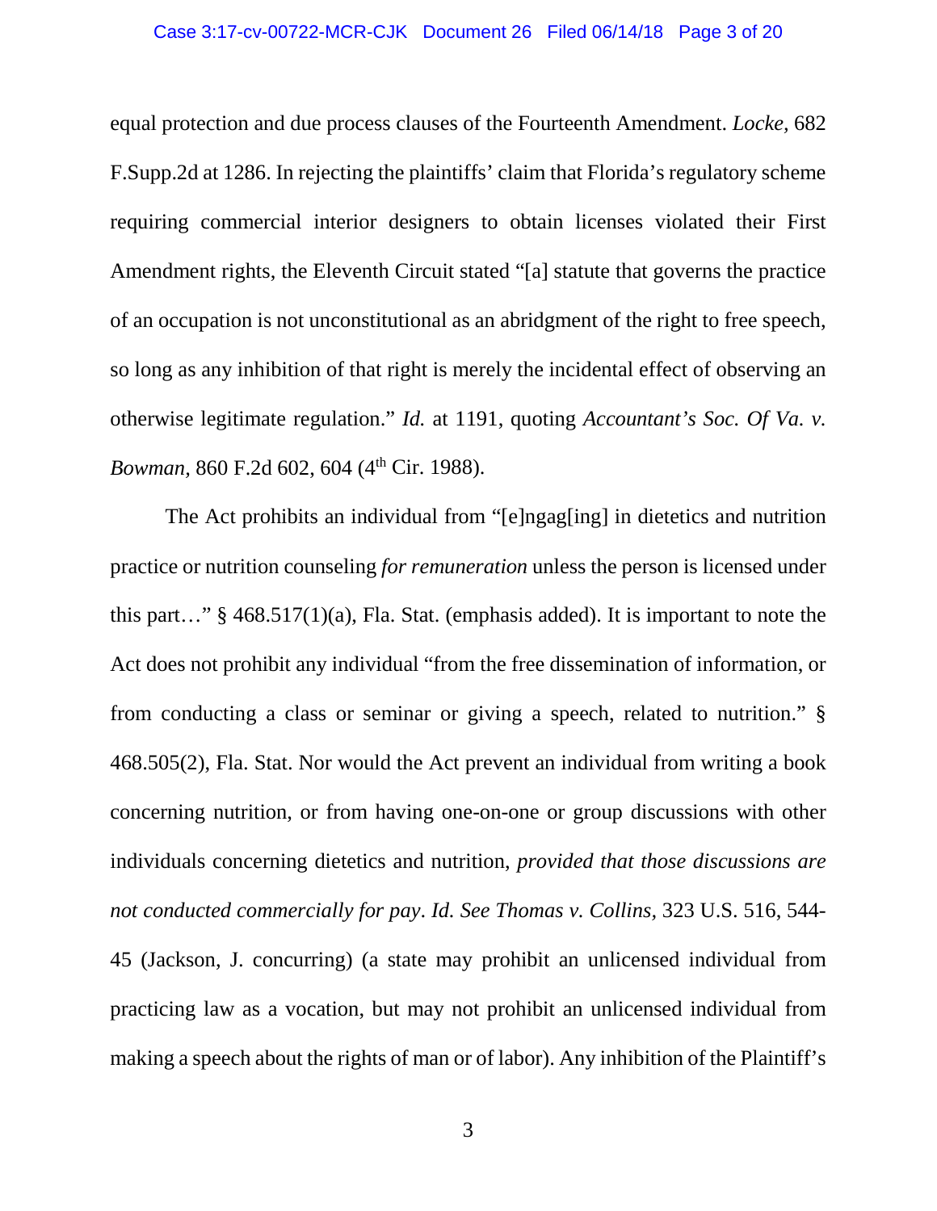equal protection and due process clauses of the Fourteenth Amendment. *Locke*, 682 F.Supp.2d at 1286. In rejecting the plaintiffs' claim that Florida's regulatory scheme requiring commercial interior designers to obtain licenses violated their First Amendment rights, the Eleventh Circuit stated "[a] statute that governs the practice of an occupation is not unconstitutional as an abridgment of the right to free speech, so long as any inhibition of that right is merely the incidental effect of observing an otherwise legitimate regulation." *Id.* at 1191, quoting *Accountant's Soc. Of Va. v. Bowman*, 860 F.2d 602, 604 (4th Cir. 1988).

The Act prohibits an individual from "[e]ngag[ing] in dietetics and nutrition practice or nutrition counseling *for remuneration* unless the person is licensed under this part…" § 468.517(1)(a), Fla. Stat. (emphasis added). It is important to note the Act does not prohibit any individual "from the free dissemination of information, or from conducting a class or seminar or giving a speech, related to nutrition." § 468.505(2), Fla. Stat. Nor would the Act prevent an individual from writing a book concerning nutrition, or from having one-on-one or group discussions with other individuals concerning dietetics and nutrition, *provided that those discussions are not conducted commercially for pay*. *Id. See Thomas v. Collins*, 323 U.S. 516, 544-45 (Jackson, J. concurring) (a state may prohibit an unlicensed individual from practicing law as a vocation, but may not prohibit an unlicensed individual from making a speech about the rights of man or of labor). Any inhibition of the Plaintiff's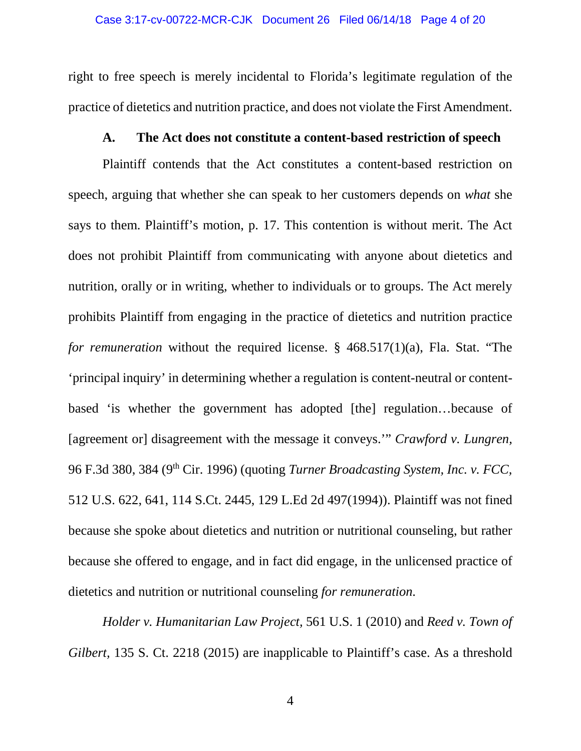right to free speech is merely incidental to Florida's legitimate regulation of the practice of dietetics and nutrition practice, and does not violate the First Amendment.

### A. The Act does not constitute a content-based restriction of speech

Plaintiff contends that the Act constitutes a content-based restriction on speech, arguing that whether she can speak to her customers depends on *what* she says to them. Plaintiff's motion, p. 17. This contention is without merit. The Act does not prohibit Plaintiff from communicating with anyone about dietetics and nutrition, orally or in writing, whether to individuals or to groups. The Act merely prohibits Plaintiff from engaging in the practice of dietetics and nutrition practice *for remuneration* without the required license. § 468.517(1)(a), Fla. Stat. "The 'principal inquiry' in determining whether a regulation is content-neutral or content-based 'is whether the government has adopted [the] regulation…because of [agreement or] disagreement with the message it conveys.'" *Crawford v. Lungren*, 96 F.3d 380, 384 (9th Cir. 1996) (quoting *Turner Broadcasting System, Inc. v. FCC*, 512 U.S. 622, 641, 114 S.Ct. 2445, 129 L.Ed 2d 497(1994)). Plaintiff was not fined because she spoke about dietetics and nutrition or nutritional counseling, but rather because she offered to engage, and in fact did engage, in the unlicensed practice of dietetics and nutrition or nutritional counseling *for remuneration.*

*Holder v. Humanitarian Law Project*, 561 U.S. 1 (2010) and *Reed v. Town of Gilbert*, 135 S. Ct. 2218 (2015) are inapplicable to Plaintiff's case. As a threshold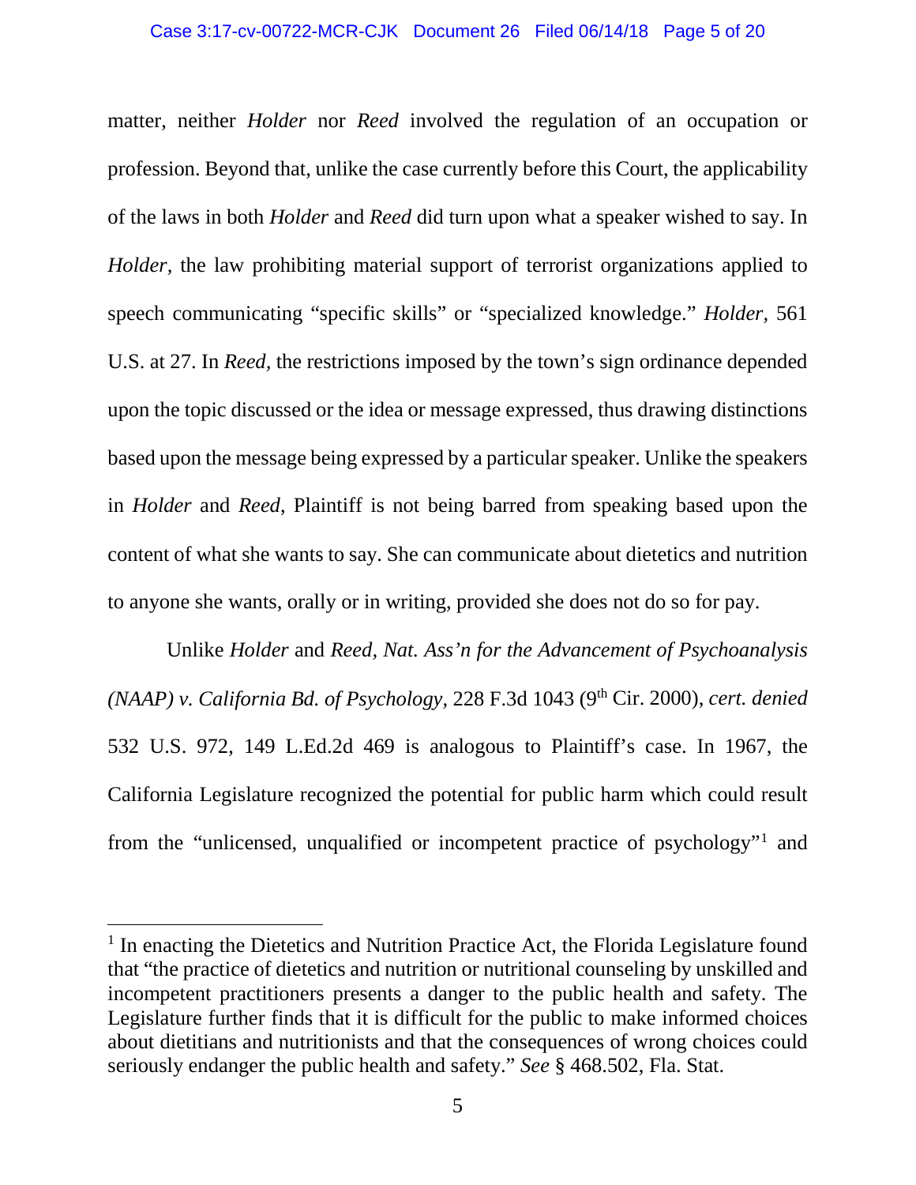matter, neither *Holder* nor *Reed* involved the regulation of an occupation or profession. Beyond that, unlike the case currently before this Court, the applicability of the laws in both *Holder* and *Reed* did turn upon what a speaker wished to say. In *Holder,* the law prohibiting material support of terrorist organizations applied to speech communicating "specific skills" or "specialized knowledge." *Holder,* 561 U.S. at 27. In *Reed,* the restrictions imposed by the town's sign ordinance depended upon the topic discussed or the idea or message expressed, thus drawing distinctions based upon the message being expressed by a particular speaker. Unlike the speakers in *Holder* and *Reed,* Plaintiff is not being barred from speaking based upon the content of what she wants to say. She can communicate about dietetics and nutrition to anyone she wants, orally or in writing, provided she does not do so for pay.

Unlike *Holder* and *Reed, Nat. Ass'n for the Advancement of Psychoanalysis (NAAP) v. California Bd. of Psychology*, 228 F.3d 1043 (9th Cir. 2000), *cert. denied* 532 U.S. 972, 149 L.Ed.2d 469 is analogous to Plaintiff's case. In 1967, the California Legislature recognized the potential for public harm which could result from the "unlicensed, unqualified or incompetent practice of psychology"[1] and

---

[1] In enacting the Dietetics and Nutrition Practice Act, the Florida Legislature found that "the practice of dietetics and nutrition or nutritional counseling by unskilled and incompetent practitioners presents a danger to the public health and safety. The Legislature further finds that it is difficult for the public to make informed choices about dietitians and nutritionists and that the consequences of wrong choices could seriously endanger the public health and safety." *See* § 468.502, Fla. Stat.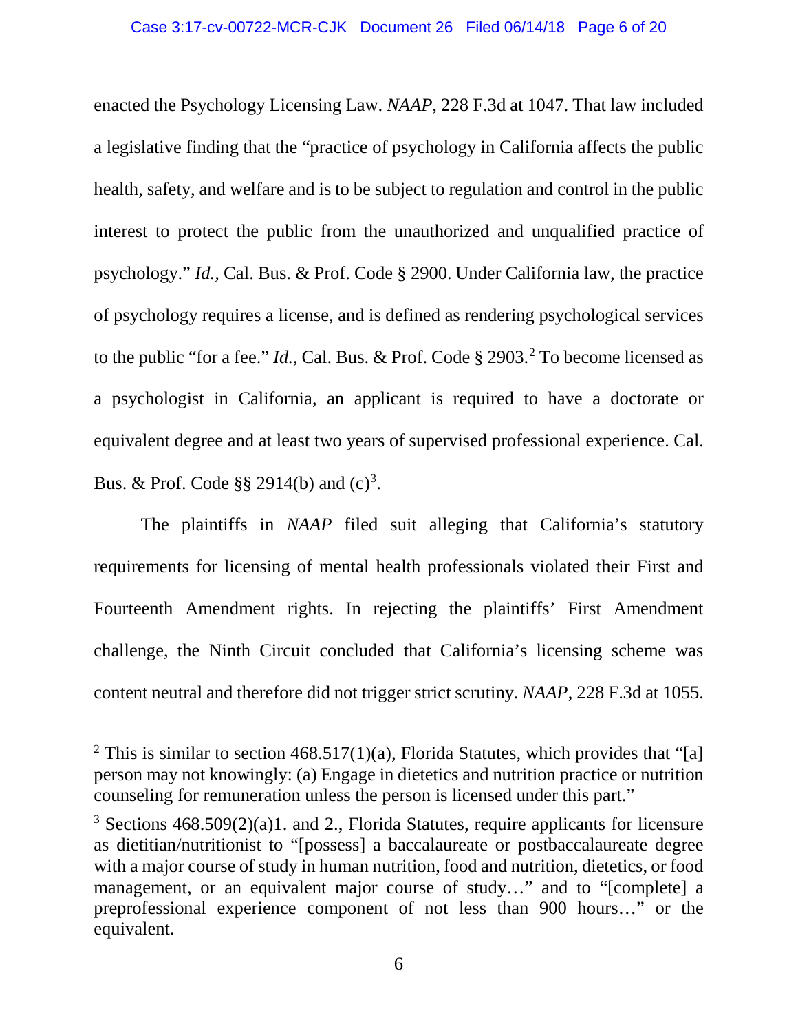enacted the Psychology Licensing Law. *NAAP*, 228 F.3d at 1047. That law included a legislative finding that the "practice of psychology in California affects the public health, safety, and welfare and is to be subject to regulation and control in the public interest to protect the public from the unauthorized and unqualified practice of psychology." *Id.*, Cal. Bus. & Prof. Code § 2900. Under California law, the practice of psychology requires a license, and is defined as rendering psychological services to the public "for a fee." *Id.*, Cal. Bus. & Prof. Code § 2903.[2] To become licensed as a psychologist in California, an applicant is required to have a doctorate or equivalent degree and at least two years of supervised professional experience. Cal. Bus. & Prof. Code §§ 2914(b) and (c)[3].

The plaintiffs in *NAAP* filed suit alleging that California's statutory requirements for licensing of mental health professionals violated their First and Fourteenth Amendment rights. In rejecting the plaintiffs' First Amendment challenge, the Ninth Circuit concluded that California's licensing scheme was content neutral and therefore did not trigger strict scrutiny. *NAAP*, 228 F.3d at 1055.

---

[2] This is similar to section 468.517(1)(a), Florida Statutes, which provides that "[a] person may not knowingly: (a) Engage in dietetics and nutrition practice or nutrition counseling for remuneration unless the person is licensed under this part."

[3] Sections 468.509(2)(a)1. and 2., Florida Statutes, require applicants for licensure as dietitian/nutritionist to "[possess] a baccalaureate or postbaccalaureate degree with a major course of study in human nutrition, food and nutrition, dietetics, or food management, or an equivalent major course of study…" and to "[complete] a preprofessional experience component of not less than 900 hours…" or the equivalent.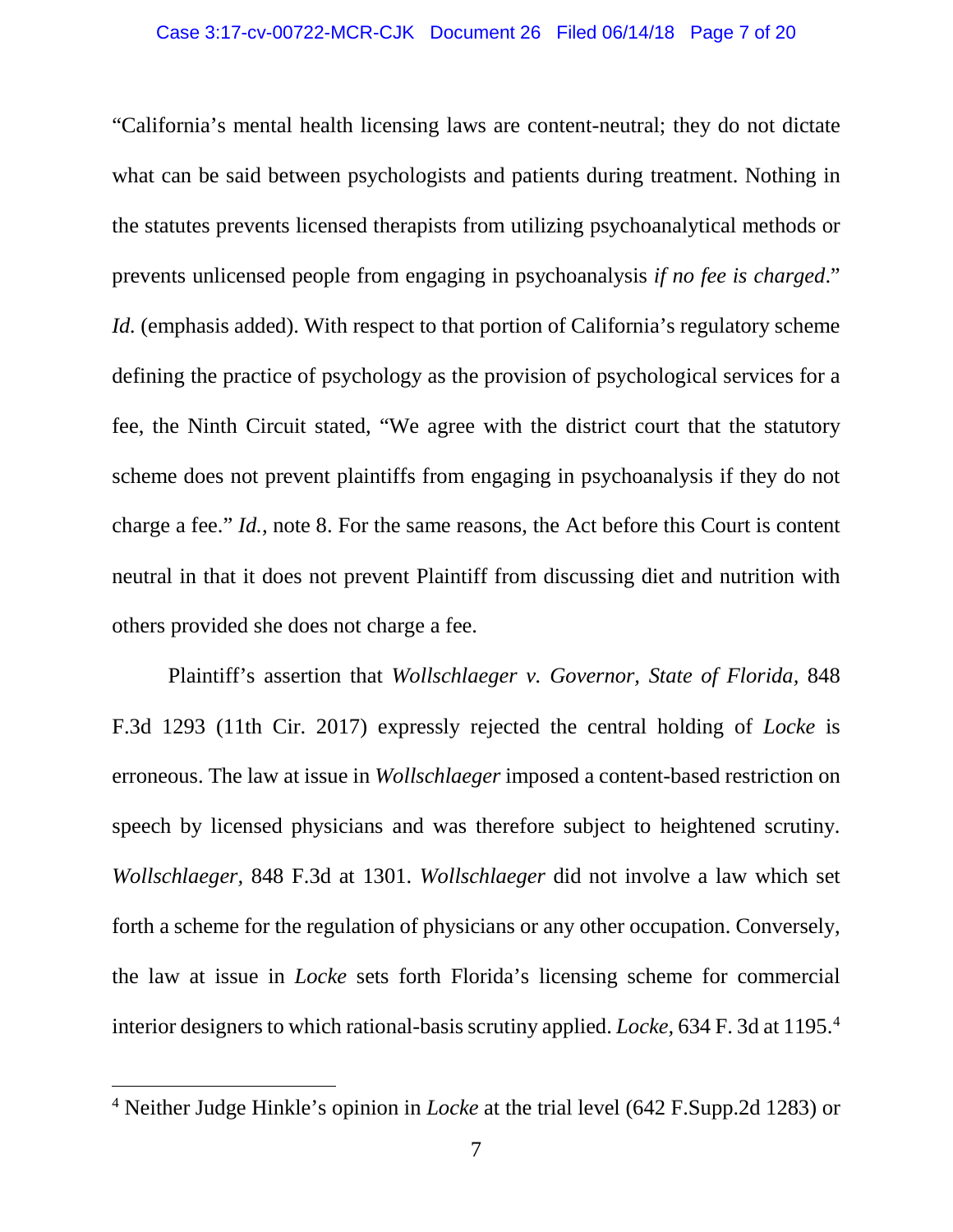"California's mental health licensing laws are content-neutral; they do not dictate what can be said between psychologists and patients during treatment. Nothing in the statutes prevents licensed therapists from utilizing psychoanalytical methods or prevents unlicensed people from engaging in psychoanalysis *if no fee is charged*." *Id.* (emphasis added). With respect to that portion of California's regulatory scheme defining the practice of psychology as the provision of psychological services for a fee, the Ninth Circuit stated, "We agree with the district court that the statutory scheme does not prevent plaintiffs from engaging in psychoanalysis if they do not charge a fee." *Id.*, note 8. For the same reasons, the Act before this Court is content neutral in that it does not prevent Plaintiff from discussing diet and nutrition with others provided she does not charge a fee.

Plaintiff's assertion that *Wollschlaeger v. Governor, State of Florida*, 848 F.3d 1293 (11th Cir. 2017) expressly rejected the central holding of *Locke* is erroneous. The law at issue in *Wollschlaeger* imposed a content-based restriction on speech by licensed physicians and was therefore subject to heightened scrutiny. *Wollschlaeger*, 848 F.3d at 1301. *Wollschlaeger* did not involve a law which set forth a scheme for the regulation of physicians or any other occupation. Conversely, the law at issue in *Locke* sets forth Florida's licensing scheme for commercial interior designers to which rational-basis scrutiny applied. *Locke*, 634 F. 3d at 1195.[4]

[4] Neither Judge Hinkle's opinion in *Locke* at the trial level (642 F.Supp.2d 1283) or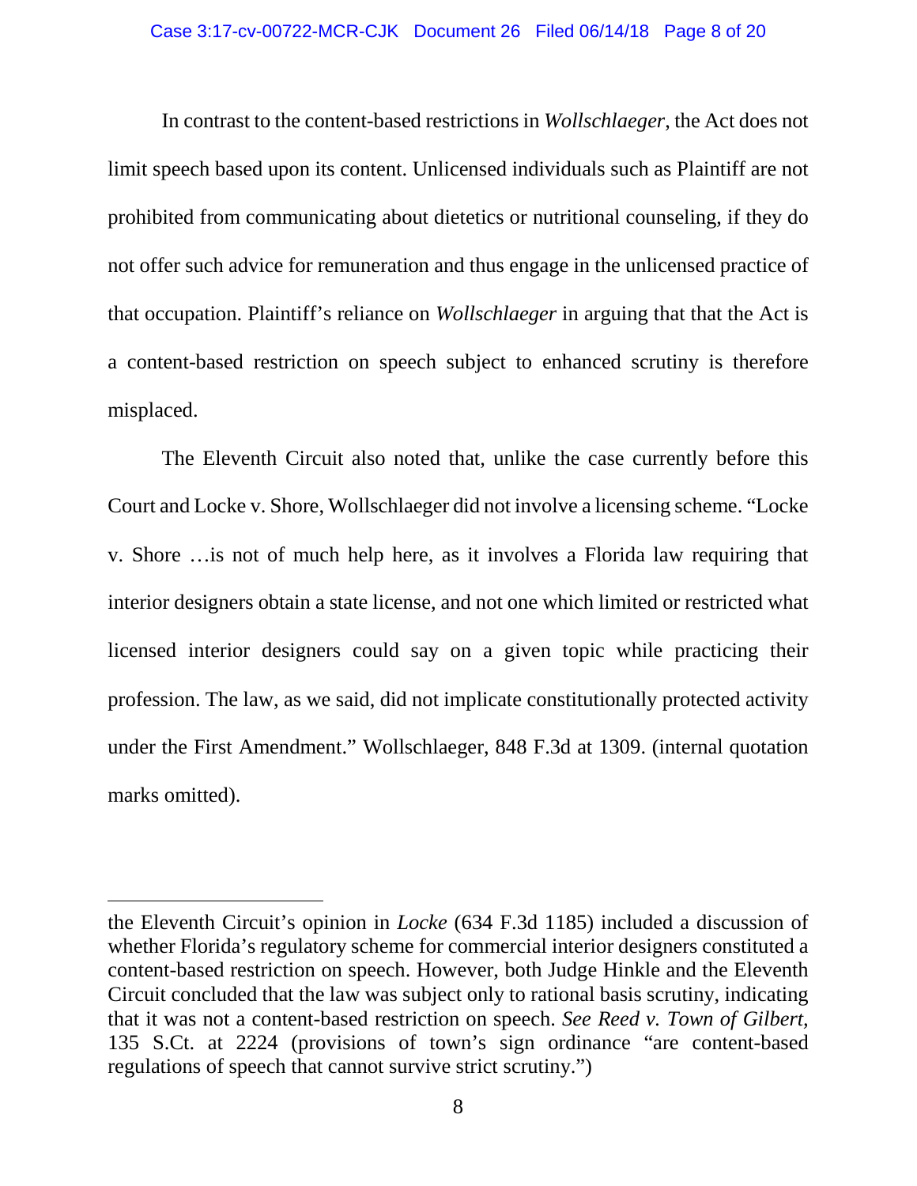In contrast to the content-based restrictions in *Wollschlaeger*, the Act does not limit speech based upon its content. Unlicensed individuals such as Plaintiff are not prohibited from communicating about dietetics or nutritional counseling, if they do not offer such advice for remuneration and thus engage in the unlicensed practice of that occupation. Plaintiff's reliance on *Wollschlaeger* in arguing that that the Act is a content-based restriction on speech subject to enhanced scrutiny is therefore misplaced.

The Eleventh Circuit also noted that, unlike the case currently before this Court and Locke v. Shore, Wollschlaeger did not involve a licensing scheme. "Locke v. Shore …is not of much help here, as it involves a Florida law requiring that interior designers obtain a state license, and not one which limited or restricted what licensed interior designers could say on a given topic while practicing their profession. The law, as we said, did not implicate constitutionally protected activity under the First Amendment." Wollschlaeger, 848 F.3d at 1309. (internal quotation marks omitted).

---

the Eleventh Circuit's opinion in *Locke* (634 F.3d 1185) included a discussion of whether Florida's regulatory scheme for commercial interior designers constituted a content-based restriction on speech. However, both Judge Hinkle and the Eleventh Circuit concluded that the law was subject only to rational basis scrutiny, indicating that it was not a content-based restriction on speech. *See Reed v. Town of Gilbert*, 135 S.Ct. at 2224 (provisions of town's sign ordinance "are content-based regulations of speech that cannot survive strict scrutiny.")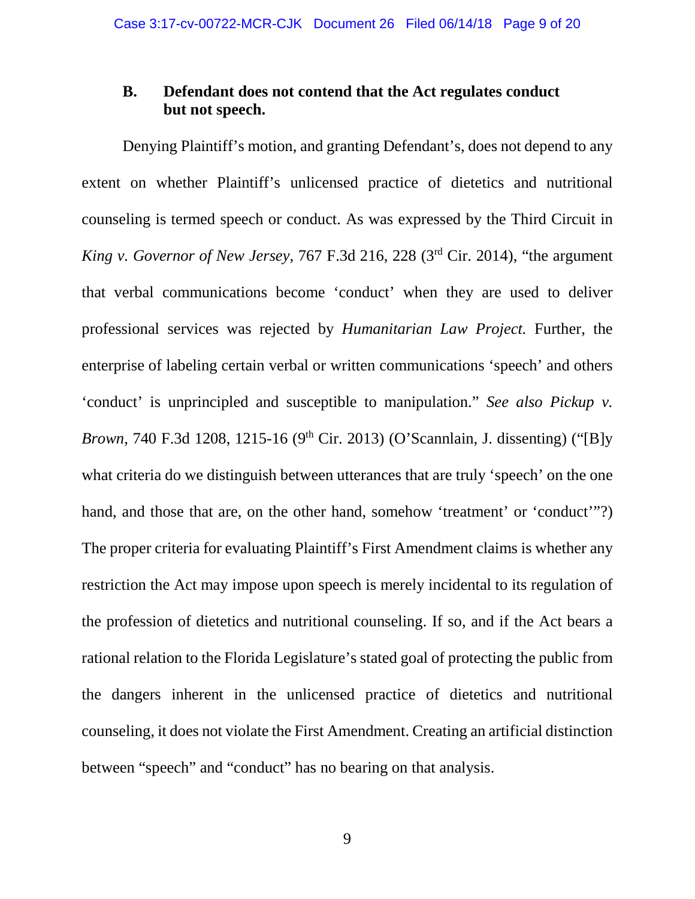### B. Defendant does not contend that the Act regulates conduct but not speech.

Denying Plaintiff's motion, and granting Defendant's, does not depend to any extent on whether Plaintiff's unlicensed practice of dietetics and nutritional counseling is termed speech or conduct. As was expressed by the Third Circuit in *King v. Governor of New Jersey*, 767 F.3d 216, 228 (3rd Cir. 2014), "the argument that verbal communications become 'conduct' when they are used to deliver professional services was rejected by *Humanitarian Law Project.* Further, the enterprise of labeling certain verbal or written communications 'speech' and others 'conduct' is unprincipled and susceptible to manipulation." *See also Pickup v. Brown*, 740 F.3d 1208, 1215-16 (9th Cir. 2013) (O'Scannlain, J. dissenting) ("[B]y what criteria do we distinguish between utterances that are truly 'speech' on the one hand, and those that are, on the other hand, somehow 'treatment' or 'conduct'"?) The proper criteria for evaluating Plaintiff's First Amendment claims is whether any restriction the Act may impose upon speech is merely incidental to its regulation of the profession of dietetics and nutritional counseling. If so, and if the Act bears a rational relation to the Florida Legislature's stated goal of protecting the public from the dangers inherent in the unlicensed practice of dietetics and nutritional counseling, it does not violate the First Amendment. Creating an artificial distinction between "speech" and "conduct" has no bearing on that analysis.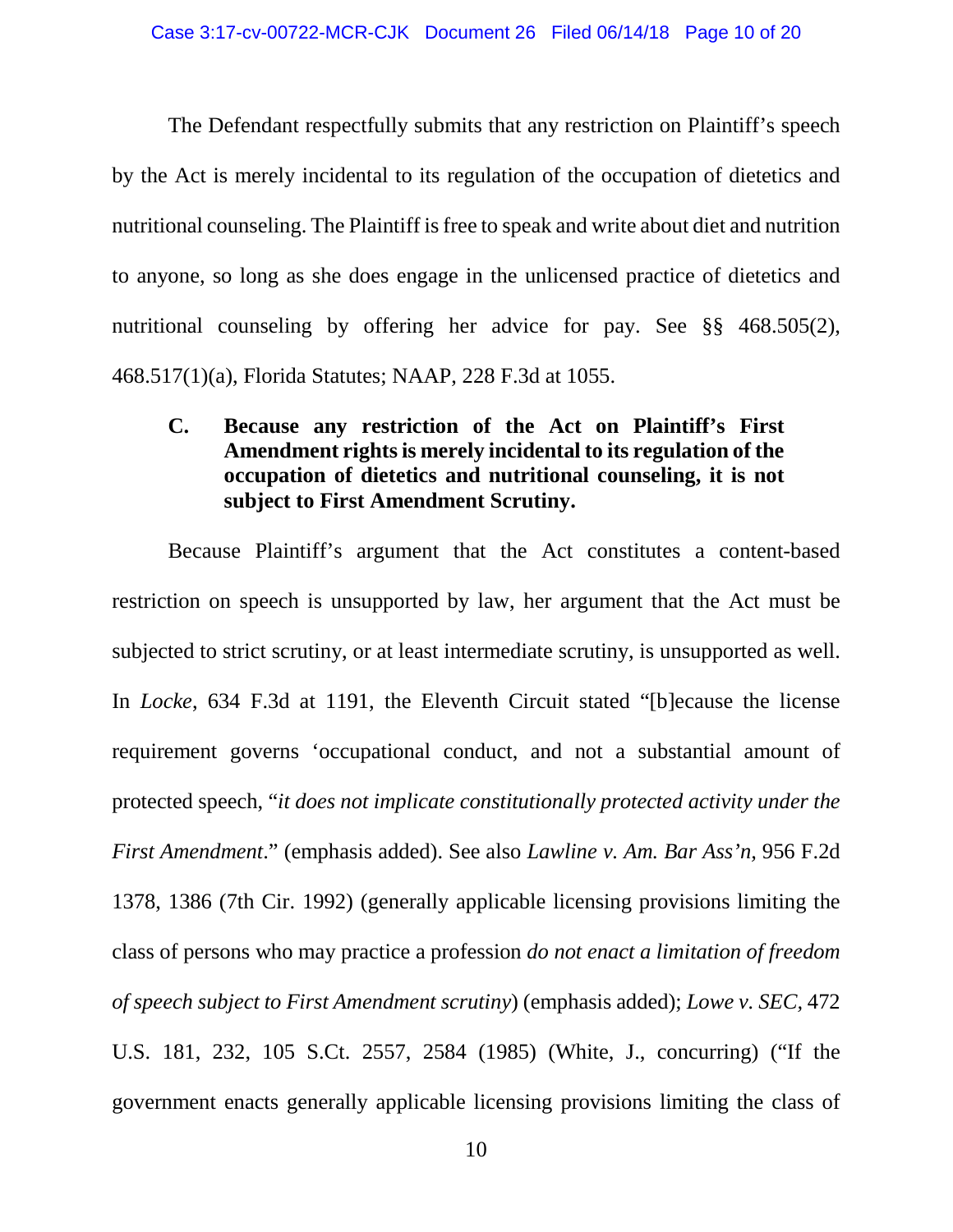The Defendant respectfully submits that any restriction on Plaintiff's speech by the Act is merely incidental to its regulation of the occupation of dietetics and nutritional counseling. The Plaintiff is free to speak and write about diet and nutrition to anyone, so long as she does engage in the unlicensed practice of dietetics and nutritional counseling by offering her advice for pay. See §§ 468.505(2), 468.517(1)(a), Florida Statutes; NAAP, 228 F.3d at 1055.

**C. Because any restriction of the Act on Plaintiff's First Amendment rights is merely incidental to its regulation of the occupation of dietetics and nutritional counseling, it is not subject to First Amendment Scrutiny.**

Because Plaintiff's argument that the Act constitutes a content-based restriction on speech is unsupported by law, her argument that the Act must be subjected to strict scrutiny, or at least intermediate scrutiny, is unsupported as well. In *Locke*, 634 F.3d at 1191, the Eleventh Circuit stated "[b]ecause the license requirement governs 'occupational conduct, and not a substantial amount of protected speech, "*it does not implicate constitutionally protected activity under the First Amendment*." (emphasis added). See also *Lawline v. Am. Bar Ass'n,* 956 F.2d 1378, 1386 (7th Cir. 1992) (generally applicable licensing provisions limiting the class of persons who may practice a profession *do not enact a limitation of freedom of speech subject to First Amendment scrutiny*) (emphasis added); *Lowe v. SEC,* 472 U.S. 181, 232, 105 S.Ct. 2557, 2584 (1985) (White, J., concurring) ("If the government enacts generally applicable licensing provisions limiting the class of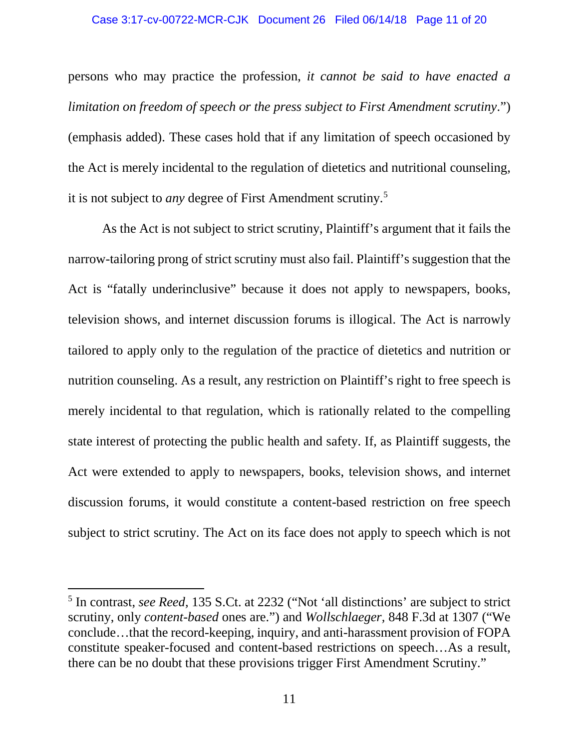persons who may practice the profession, *it cannot be said to have enacted a limitation on freedom of speech or the press subject to First Amendment scrutiny*.") (emphasis added). These cases hold that if any limitation of speech occasioned by the Act is merely incidental to the regulation of dietetics and nutritional counseling, it is not subject to *any* degree of First Amendment scrutiny.[5]

As the Act is not subject to strict scrutiny, Plaintiff's argument that it fails the narrow-tailoring prong of strict scrutiny must also fail. Plaintiff's suggestion that the Act is "fatally underinclusive" because it does not apply to newspapers, books, television shows, and internet discussion forums is illogical. The Act is narrowly tailored to apply only to the regulation of the practice of dietetics and nutrition or nutrition counseling. As a result, any restriction on Plaintiff's right to free speech is merely incidental to that regulation, which is rationally related to the compelling state interest of protecting the public health and safety. If, as Plaintiff suggests, the Act were extended to apply to newspapers, books, television shows, and internet discussion forums, it would constitute a content-based restriction on free speech subject to strict scrutiny. The Act on its face does not apply to speech which is not

[5] In contrast, *see Reed*, 135 S.Ct. at 2232 ("Not 'all distinctions' are subject to strict scrutiny, only *content-based* ones are.") and *Wollschlaeger*, 848 F.3d at 1307 ("We conclude…that the record-keeping, inquiry, and anti-harassment provision of FOPA constitute speaker-focused and content-based restrictions on speech…As a result, there can be no doubt that these provisions trigger First Amendment Scrutiny."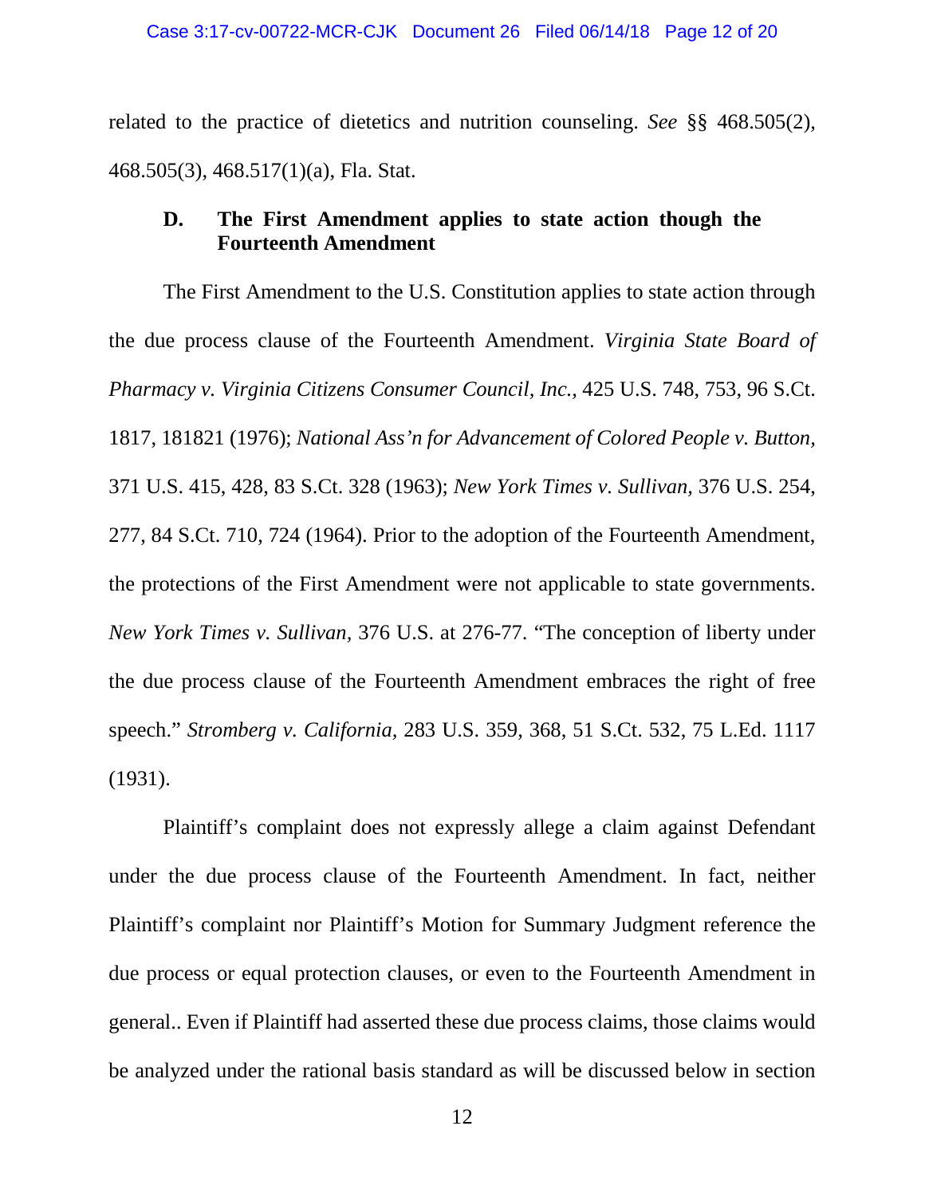related to the practice of dietetics and nutrition counseling. *See* §§ 468.505(2), 468.505(3), 468.517(1)(a), Fla. Stat.

### D. The First Amendment applies to state action though the Fourteenth Amendment

The First Amendment to the U.S. Constitution applies to state action through the due process clause of the Fourteenth Amendment. *Virginia State Board of Pharmacy v. Virginia Citizens Consumer Council, Inc.,* 425 U.S. 748, 753, 96 S.Ct. 1817, 181821 (1976); *National Ass'n for Advancement of Colored People v. Button,* 371 U.S. 415, 428, 83 S.Ct. 328 (1963); *New York Times v. Sullivan,* 376 U.S. 254, 277, 84 S.Ct. 710, 724 (1964). Prior to the adoption of the Fourteenth Amendment, the protections of the First Amendment were not applicable to state governments. *New York Times v. Sullivan*, 376 U.S. at 276-77. "The conception of liberty under the due process clause of the Fourteenth Amendment embraces the right of free speech." *Stromberg v. California,* 283 U.S. 359, 368, 51 S.Ct. 532, 75 L.Ed. 1117 (1931).

Plaintiff's complaint does not expressly allege a claim against Defendant under the due process clause of the Fourteenth Amendment. In fact, neither Plaintiff's complaint nor Plaintiff's Motion for Summary Judgment reference the due process or equal protection clauses, or even to the Fourteenth Amendment in general.. Even if Plaintiff had asserted these due process claims, those claims would be analyzed under the rational basis standard as will be discussed below in section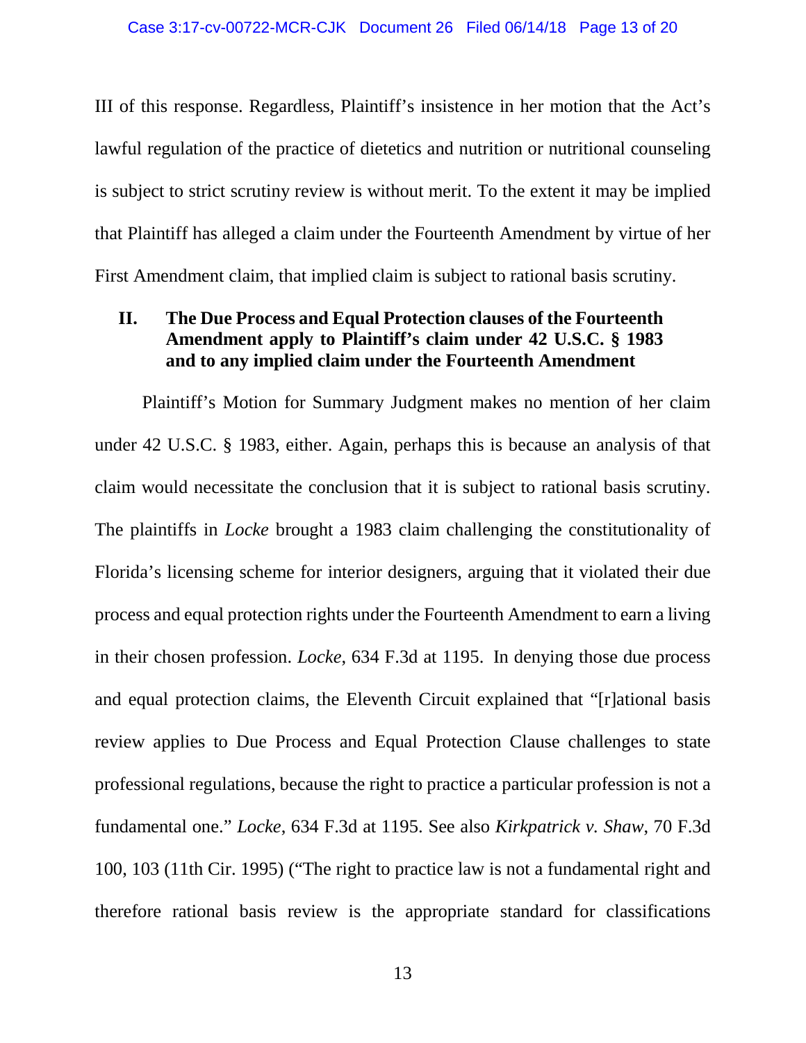III of this response. Regardless, Plaintiff's insistence in her motion that the Act's lawful regulation of the practice of dietetics and nutrition or nutritional counseling is subject to strict scrutiny review is without merit. To the extent it may be implied that Plaintiff has alleged a claim under the Fourteenth Amendment by virtue of her First Amendment claim, that implied claim is subject to rational basis scrutiny.

## II. The Due Process and Equal Protection clauses of the Fourteenth Amendment apply to Plaintiff's claim under 42 U.S.C. § 1983 and to any implied claim under the Fourteenth Amendment

Plaintiff's Motion for Summary Judgment makes no mention of her claim under 42 U.S.C. § 1983, either. Again, perhaps this is because an analysis of that claim would necessitate the conclusion that it is subject to rational basis scrutiny. The plaintiffs in *Locke* brought a 1983 claim challenging the constitutionality of Florida's licensing scheme for interior designers, arguing that it violated their due process and equal protection rights under the Fourteenth Amendment to earn a living in their chosen profession. *Locke*, 634 F.3d at 1195. In denying those due process and equal protection claims, the Eleventh Circuit explained that "[r]ational basis review applies to Due Process and Equal Protection Clause challenges to state professional regulations, because the right to practice a particular profession is not a fundamental one." *Locke*, 634 F.3d at 1195. See also *Kirkpatrick v. Shaw*, 70 F.3d 100, 103 (11th Cir. 1995) ("The right to practice law is not a fundamental right and therefore rational basis review is the appropriate standard for classifications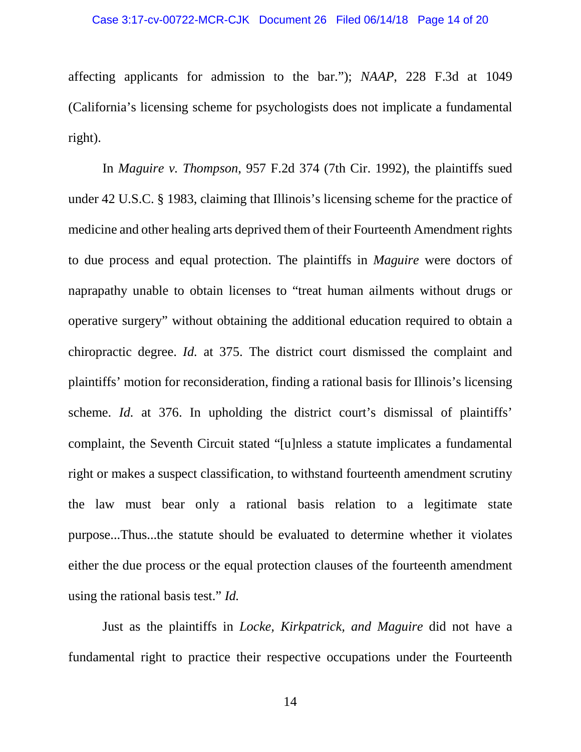affecting applicants for admission to the bar."); *NAAP*, 228 F.3d at 1049 (California's licensing scheme for psychologists does not implicate a fundamental right).

In *Maguire v. Thompson*, 957 F.2d 374 (7th Cir. 1992), the plaintiffs sued under 42 U.S.C. § 1983, claiming that Illinois's licensing scheme for the practice of medicine and other healing arts deprived them of their Fourteenth Amendment rights to due process and equal protection. The plaintiffs in *Maguire* were doctors of naprapathy unable to obtain licenses to "treat human ailments without drugs or operative surgery" without obtaining the additional education required to obtain a chiropractic degree. *Id.* at 375. The district court dismissed the complaint and plaintiffs' motion for reconsideration, finding a rational basis for Illinois's licensing scheme. *Id.* at 376. In upholding the district court's dismissal of plaintiffs' complaint, the Seventh Circuit stated "[u]nless a statute implicates a fundamental right or makes a suspect classification, to withstand fourteenth amendment scrutiny the law must bear only a rational basis relation to a legitimate state purpose...Thus...the statute should be evaluated to determine whether it violates either the due process or the equal protection clauses of the fourteenth amendment using the rational basis test." *Id.*

Just as the plaintiffs in *Locke, Kirkpatrick, and Maguire* did not have a fundamental right to practice their respective occupations under the Fourteenth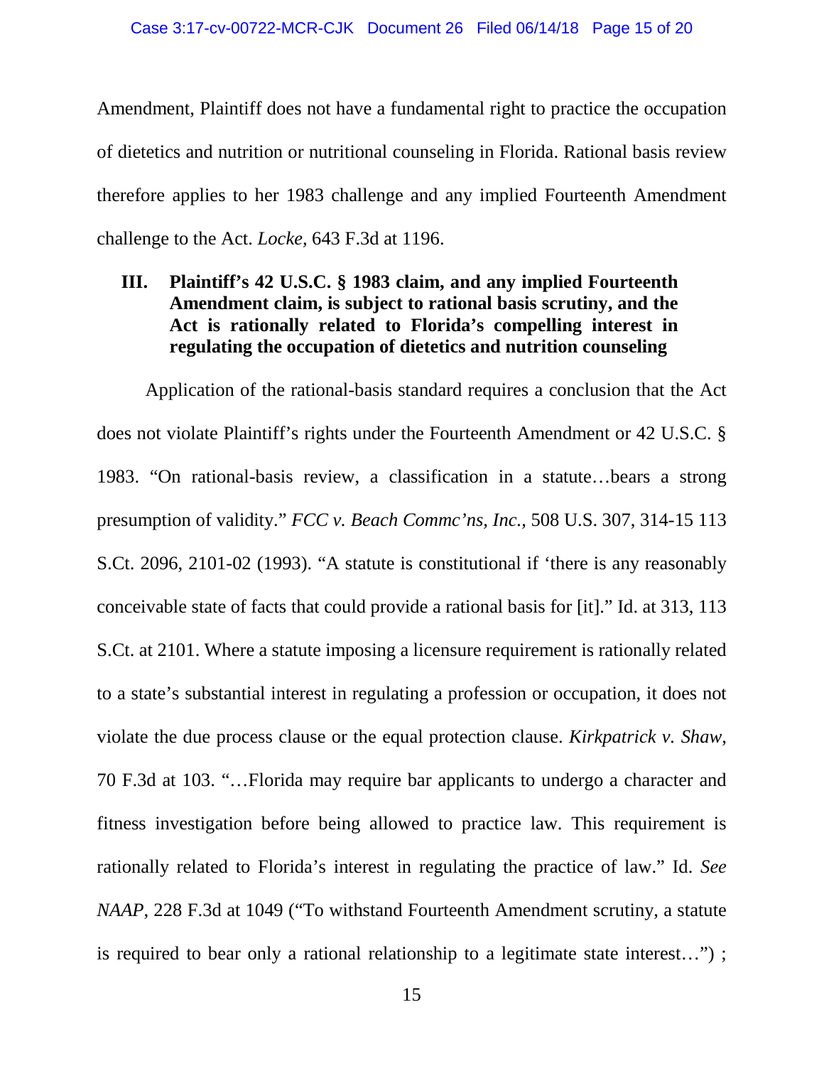Amendment, Plaintiff does not have a fundamental right to practice the occupation of dietetics and nutrition or nutritional counseling in Florida. Rational basis review therefore applies to her 1983 challenge and any implied Fourteenth Amendment challenge to the Act. *Locke,* 643 F.3d at 1196.

### III. Plaintiff's 42 U.S.C. § 1983 claim, and any implied Fourteenth Amendment claim, is subject to rational basis scrutiny, and the Act is rationally related to Florida's compelling interest in regulating the occupation of dietetics and nutrition counseling

Application of the rational-basis standard requires a conclusion that the Act does not violate Plaintiff's rights under the Fourteenth Amendment or 42 U.S.C. § 1983. "On rational-basis review, a classification in a statute…bears a strong presumption of validity." *FCC v. Beach Commc'ns, Inc.,* 508 U.S. 307, 314-15 113 S.Ct. 2096, 2101-02 (1993). "A statute is constitutional if 'there is any reasonably conceivable state of facts that could provide a rational basis for [it]." Id. at 313, 113 S.Ct. at 2101. Where a statute imposing a licensure requirement is rationally related to a state's substantial interest in regulating a profession or occupation, it does not violate the due process clause or the equal protection clause. *Kirkpatrick v. Shaw,* 70 F.3d at 103. "…Florida may require bar applicants to undergo a character and fitness investigation before being allowed to practice law. This requirement is rationally related to Florida's interest in regulating the practice of law." Id. *See NAAP,* 228 F.3d at 1049 ("To withstand Fourteenth Amendment scrutiny, a statute is required to bear only a rational relationship to a legitimate state interest…") ;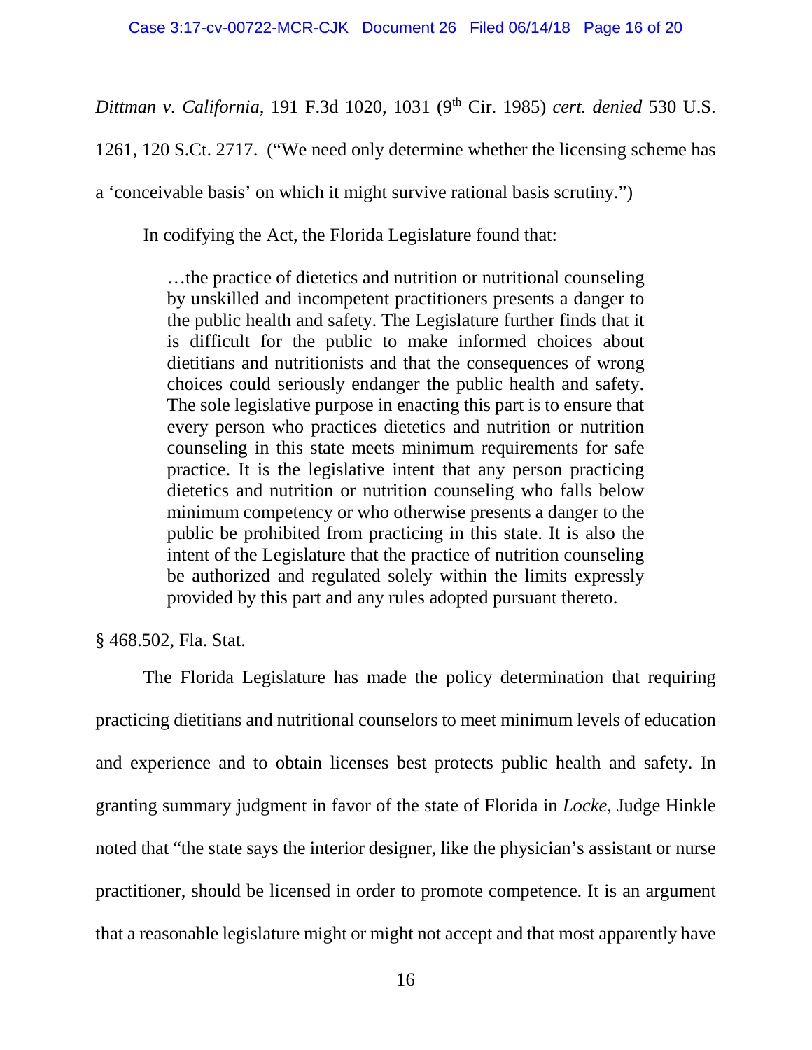*Dittman v. California*, 191 F.3d 1020, 1031 (9th Cir. 1985) *cert. denied* 530 U.S. 1261, 120 S.Ct. 2717. ("We need only determine whether the licensing scheme has a 'conceivable basis' on which it might survive rational basis scrutiny.")

In codifying the Act, the Florida Legislature found that:

> …the practice of dietetics and nutrition or nutritional counseling by unskilled and incompetent practitioners presents a danger to the public health and safety. The Legislature further finds that it is difficult for the public to make informed choices about dietitians and nutritionists and that the consequences of wrong choices could seriously endanger the public health and safety. The sole legislative purpose in enacting this part is to ensure that every person who practices dietetics and nutrition or nutrition counseling in this state meets minimum requirements for safe practice. It is the legislative intent that any person practicing dietetics and nutrition or nutrition counseling who falls below minimum competency or who otherwise presents a danger to the public be prohibited from practicing in this state. It is also the intent of the Legislature that the practice of nutrition counseling be authorized and regulated solely within the limits expressly provided by this part and any rules adopted pursuant thereto.

§ 468.502, Fla. Stat.

The Florida Legislature has made the policy determination that requiring practicing dietitians and nutritional counselors to meet minimum levels of education and experience and to obtain licenses best protects public health and safety. In granting summary judgment in favor of the state of Florida in *Locke*, Judge Hinkle noted that "the state says the interior designer, like the physician's assistant or nurse practitioner, should be licensed in order to promote competence. It is an argument that a reasonable legislature might or might not accept and that most apparently have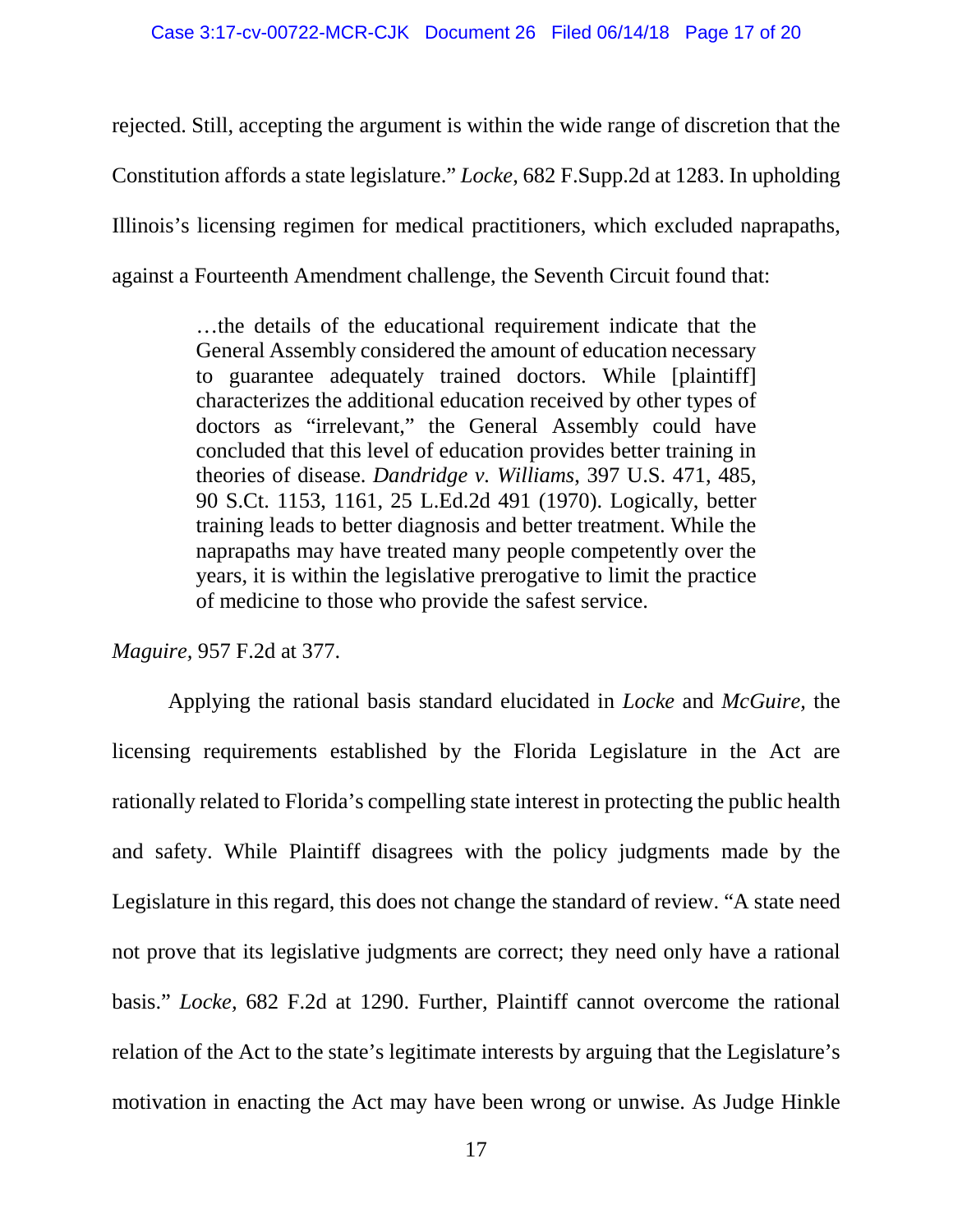rejected. Still, accepting the argument is within the wide range of discretion that the Constitution affords a state legislature." *Locke,* 682 F.Supp.2d at 1283. In upholding Illinois's licensing regimen for medical practitioners, which excluded naprapaths, against a Fourteenth Amendment challenge, the Seventh Circuit found that:

> …the details of the educational requirement indicate that the General Assembly considered the amount of education necessary to guarantee adequately trained doctors. While [plaintiff] characterizes the additional education received by other types of doctors as "irrelevant," the General Assembly could have concluded that this level of education provides better training in theories of disease. *Dandridge v. Williams,* 397 U.S. 471, 485, 90 S.Ct. 1153, 1161, 25 L.Ed.2d 491 (1970). Logically, better training leads to better diagnosis and better treatment. While the naprapaths may have treated many people competently over the years, it is within the legislative prerogative to limit the practice of medicine to those who provide the safest service.

*Maguire,* 957 F.2d at 377.

Applying the rational basis standard elucidated in *Locke* and *McGuire,* the licensing requirements established by the Florida Legislature in the Act are rationally related to Florida's compelling state interest in protecting the public health and safety. While Plaintiff disagrees with the policy judgments made by the Legislature in this regard, this does not change the standard of review. "A state need not prove that its legislative judgments are correct; they need only have a rational basis." *Locke,* 682 F.2d at 1290. Further, Plaintiff cannot overcome the rational relation of the Act to the state's legitimate interests by arguing that the Legislature's motivation in enacting the Act may have been wrong or unwise. As Judge Hinkle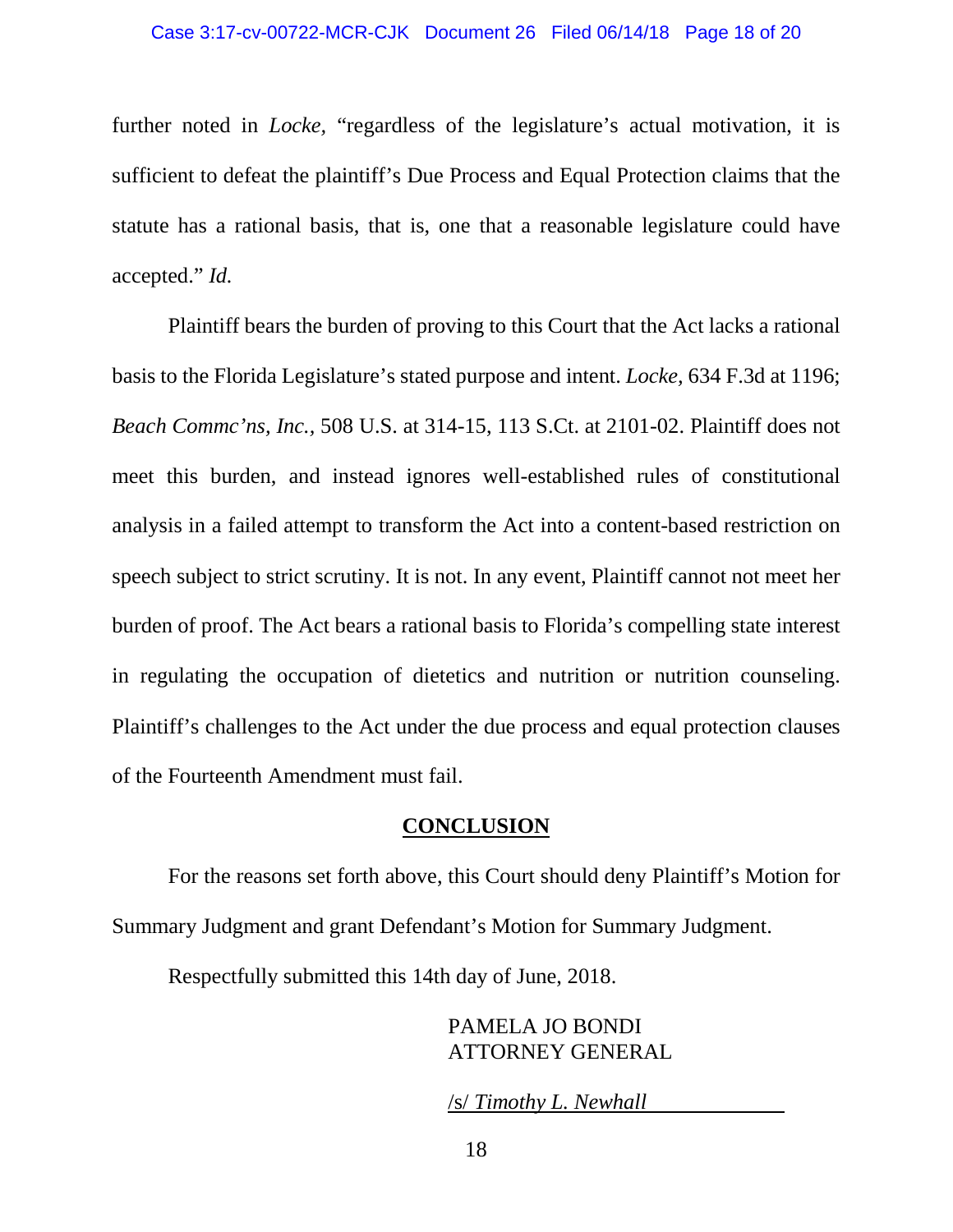further noted in *Locke,* "regardless of the legislature's actual motivation, it is sufficient to defeat the plaintiff's Due Process and Equal Protection claims that the statute has a rational basis, that is, one that a reasonable legislature could have accepted." *Id.*

Plaintiff bears the burden of proving to this Court that the Act lacks a rational basis to the Florida Legislature's stated purpose and intent. *Locke,* 634 F.3d at 1196; *Beach Commc'ns, Inc.*, 508 U.S. at 314-15, 113 S.Ct. at 2101-02. Plaintiff does not meet this burden, and instead ignores well-established rules of constitutional analysis in a failed attempt to transform the Act into a content-based restriction on speech subject to strict scrutiny. It is not. In any event, Plaintiff cannot not meet her burden of proof. The Act bears a rational basis to Florida's compelling state interest in regulating the occupation of dietetics and nutrition or nutrition counseling. Plaintiff's challenges to the Act under the due process and equal protection clauses of the Fourteenth Amendment must fail.

## CONCLUSION

For the reasons set forth above, this Court should deny Plaintiff's Motion for Summary Judgment and grant Defendant's Motion for Summary Judgment.

Respectfully submitted this 14th day of June, 2018.

PAMELA JO BONDI
ATTORNEY GENERAL

/s/ *Timothy L. Newhall*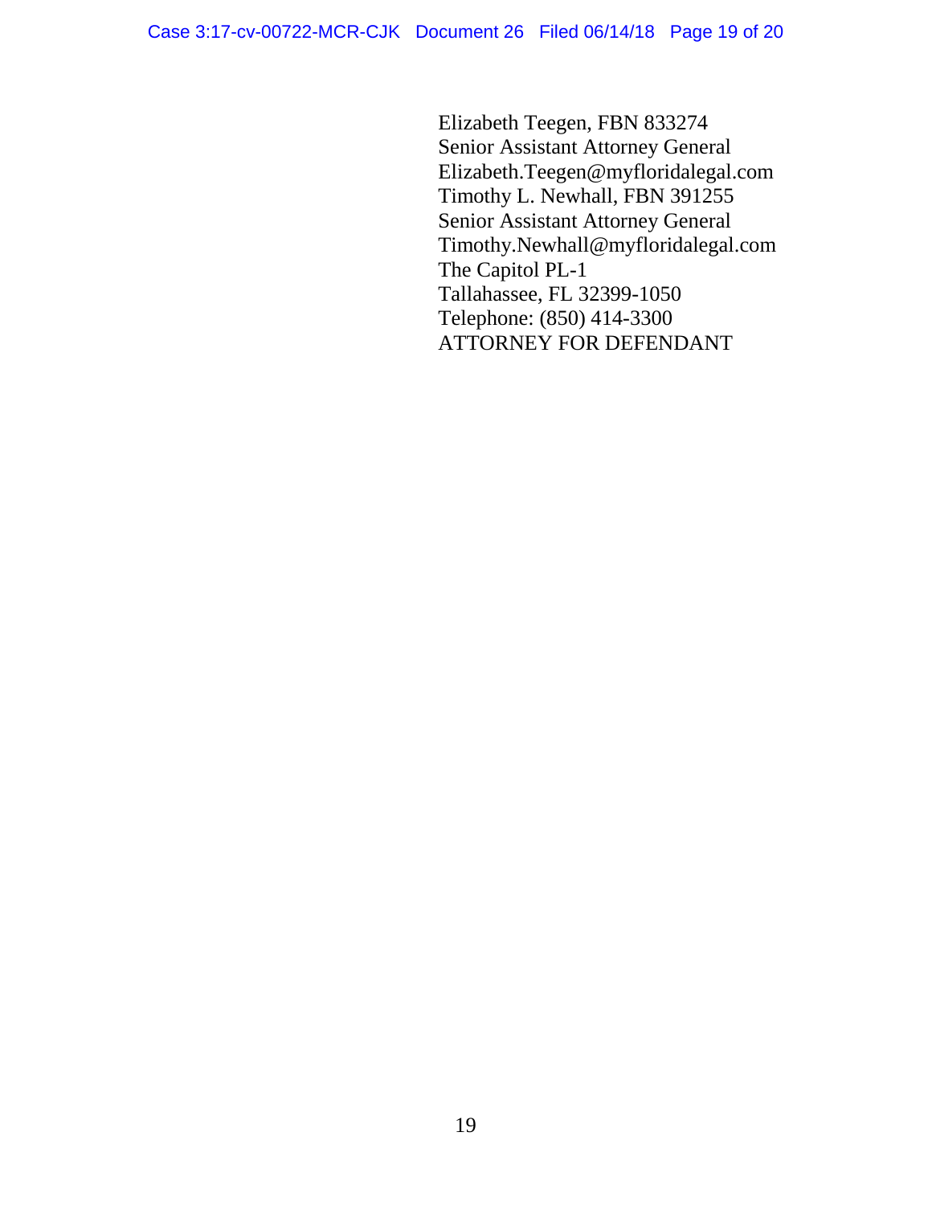Elizabeth Teegen, FBN 833274  
Senior Assistant Attorney General  
Elizabeth.Teegen@myfloridalegal.com  
Timothy L. Newhall, FBN 391255  
Senior Assistant Attorney General  
Timothy.Newhall@myfloridalegal.com  
The Capitol PL-1  
Tallahassee, FL 32399-1050  
Telephone: (850) 414-3300  
ATTORNEY FOR DEFENDANT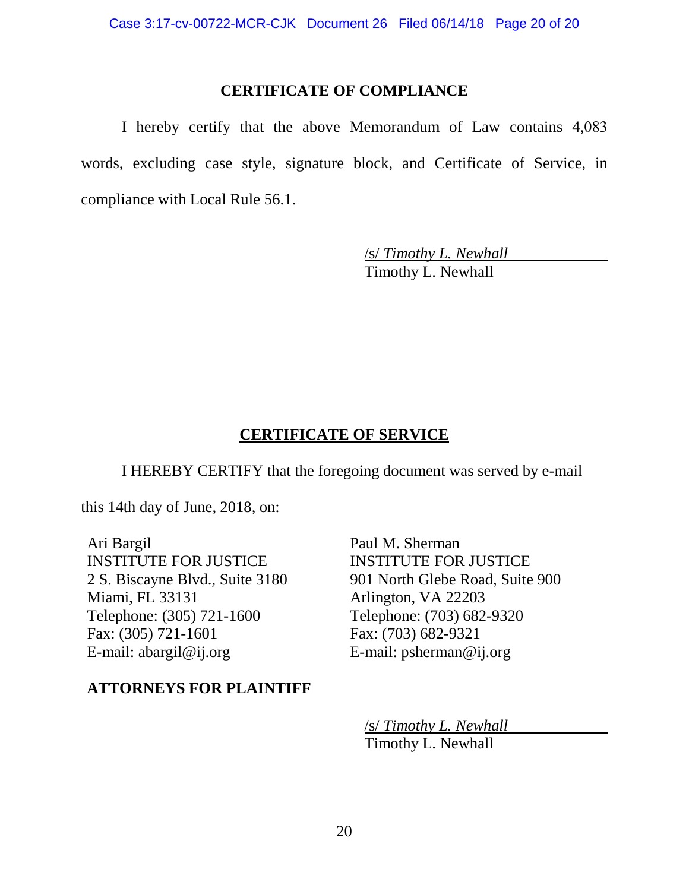## CERTIFICATE OF COMPLIANCE

I hereby certify that the above Memorandum of Law contains 4,083 words, excluding case style, signature block, and Certificate of Service, in compliance with Local Rule 56.1.

/s/ *Timothy L. Newhall*
Timothy L. Newhall

## CERTIFICATE OF SERVICE

I HEREBY CERTIFY that the foregoing document was served by e-mail this 14th day of June, 2018, on:

Ari Bargil
INSTITUTE FOR JUSTICE
2 S. Biscayne Blvd., Suite 3180
Miami, FL 33131
Telephone: (305) 721-1600
Fax: (305) 721-1601
E-mail: abargil@ij.org

Paul M. Sherman
INSTITUTE FOR JUSTICE
901 North Glebe Road, Suite 900
Arlington, VA 22203
Telephone: (703) 682-9320
Fax: (703) 682-9321
E-mail: psherman@ij.org

**ATTORNEYS FOR PLAINTIFF**

/s/ *Timothy L. Newhall*
Timothy L. Newhall